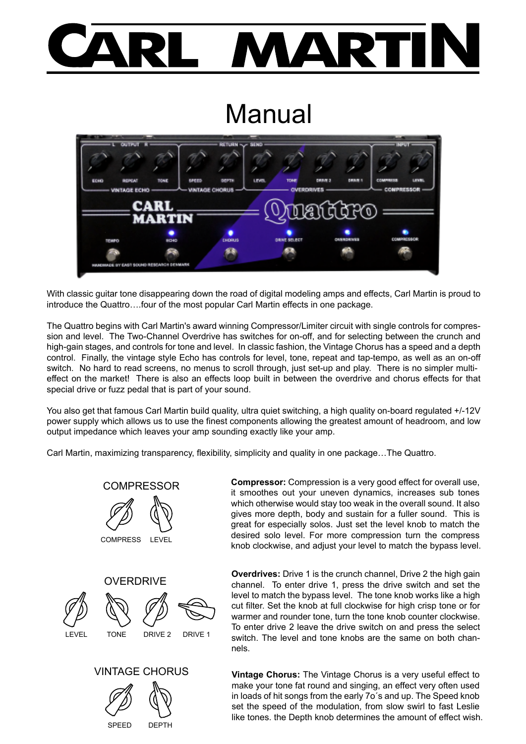# CARL MARTIN

## Manual

With classic guitar tone disappearing down the road of digital modeling amps and effects, Carl Martin is proud to introduce the Quattro….four of the most popular Carl Martin effects in one package.

The Quattro begins with Carl Martin's award winning Compressor/Limiter circuit with single controls for compression and level. The Two-Channel Overdrive has switches for on-off, and for selecting between the crunch and high-gain stages, and controls for tone and level. In classic fashion, the Vintage Chorus has a speed and a depth control. Finally, the vintage style Echo has controls for level, tone, repeat and tap-tempo, as well as an on-off switch. No hard to read screens, no menus to scroll through, just set-up and play. There is no simpler multi-effect on the market! There is also an effects loop built in between the overdrive and chorus effects for that special drive or fuzz pedal that is part of your sound.

You also get that famous Carl Martin build quality, ultra quiet switching, a high quality on-board regulated +/-12V power supply which allows us to use the finest components allowing the greatest amount of headroom, and low output impedance which leaves your amp sounding exactly like your amp.

Carl Martin, maximizing transparency, flexibility, simplicity and quality in one package…The Quattro.

COMPRESSOR

COMPRESS LEVEL

**Compressor:** Compression is a very good effect for overall use, it smoothes out your uneven dynamics, increases sub tones which otherwise would stay too weak in the overall sound. It also gives more depth, body and sustain for a fuller sound. This is great for especially solos. Just set the level knob to match the desired solo level. For more compression turn the compress knob clockwise, and adjust your level to match the bypass level.

OVERDRIVE

LEVEL TONE DRIVE 2 DRIVE 1

**Overdrives:** Drive 1 is the crunch channel, Drive 2 the high gain channel. To enter drive 1, press the drive switch and set the level to match the bypass level. The tone knob works like a high cut filter. Set the knob at full clockwise for high crisp tone or for warmer and rounder tone, turn the tone knob counter clockwise. To enter drive 2 leave the drive switch on and press the select switch. The level and tone knobs are the same on both channels.

VINTAGE CHORUS

SPEED DEPTH

**Vintage Chorus:** The Vintage Chorus is a very useful effect to make your tone fat round and singing, an effect very often used in loads of hit songs from the early 7o´s and up. The Speed knob set the speed of the modulation, from slow swirl to fast Leslie like tones. the Depth knob determines the amount of effect wish.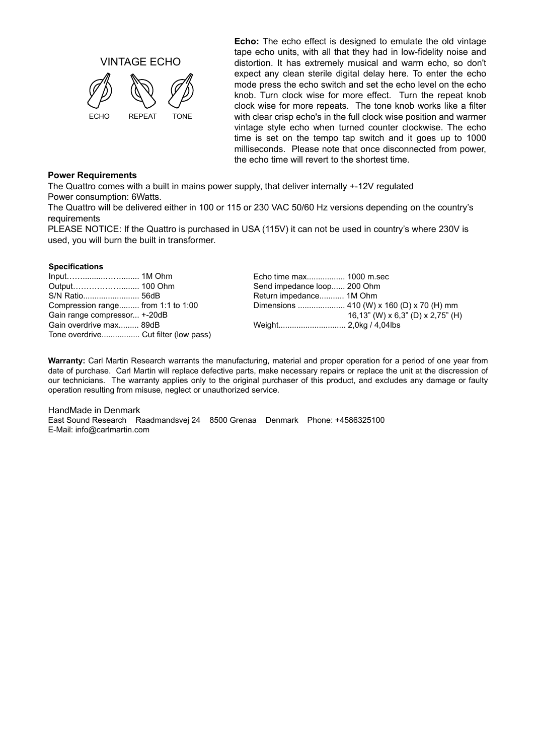VINTAGE ECHO

ECHO REPEAT TONE

**Echo:** The echo effect is designed to emulate the old vintage tape echo units, with all that they had in low-fidelity noise and distortion. It has extremely musical and warm echo, so don't expect any clean sterile digital delay here. To enter the echo mode press the echo switch and set the echo level on the echo knob. Turn clock wise for more effect. Turn the repeat knob clock wise for more repeats. The tone knob works like a filter with clear crisp echo's in the full clock wise position and warmer vintage style echo when turned counter clockwise. The echo time is set on the tempo tap switch and it goes up to 1000 milliseconds. Please note that once disconnected from power, the echo time will revert to the shortest time.

**Power Requirements**

The Quattro comes with a built in mains power supply, that deliver internally +-12V regulated
Power consumption: 6Watts.
The Quattro will be delivered either in 100 or 115 or 230 VAC 50/60 Hz versions depending on the country's requirements
PLEASE NOTICE: If the Quattro is purchased in USA (115V) it can not be used in country's where 230V is used, you will burn the built in transformer.

**Specifications**

Input……..........……........ 1M Ohm
Output………………........ 100 Ohm
S/N Ratio......................... 56dB
Compression range......... from 1:1 to 1:00
Gain range compressor... +-20dB
Gain overdrive max......... 89dB
Tone overdrive................. Cut filter (low pass)

Echo time max................. 1000 m.sec
Send impedance loop...... 200 Ohm
Return impedance........... 1M Ohm
Dimensions ..................... 410 (W) x 160 (D) x 70 (H) mm
16,13" (W) x 6,3" (D) x 2,75" (H)
Weight............................. 2,0kg / 4,04lbs

**Warranty:** Carl Martin Research warrants the manufacturing, material and proper operation for a period of one year from date of purchase. Carl Martin will replace defective parts, make necessary repairs or replace the unit at the discression of our technicians. The warranty applies only to the original purchaser of this product, and excludes any damage or faulty operation resulting from misuse, neglect or unauthorized service.

HandMade in Denmark
East Sound Research Raadmandsvej 24 8500 Grenaa Denmark Phone: +4586325100
E-Mail: info@carlmartin.com